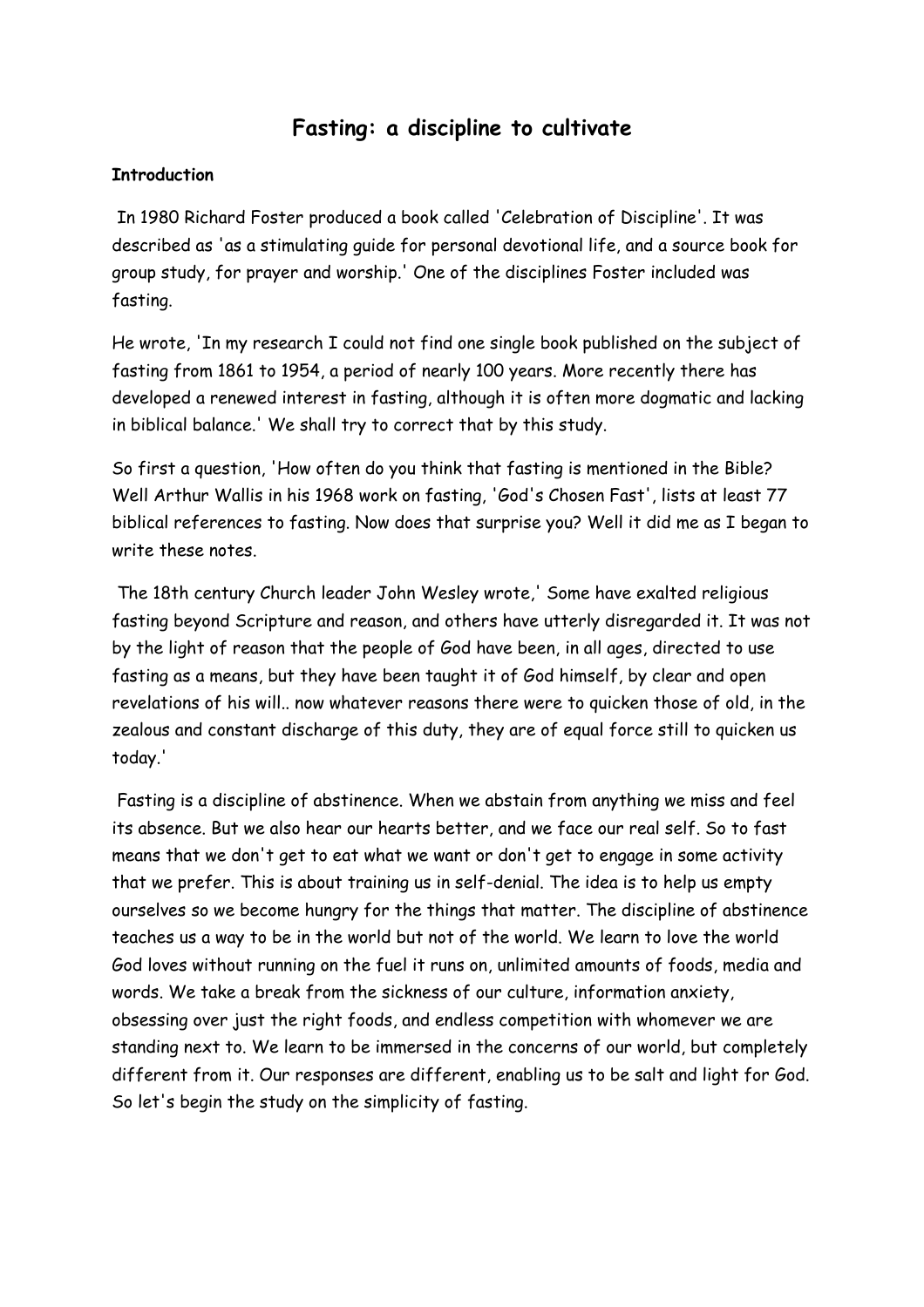# Fasting: a discipline to cultivate

**Introduction**

In 1980 Richard Foster produced a book called 'Celebration of Discipline'. It was described as 'as a stimulating guide for personal devotional life, and a source book for group study, for prayer and worship.' One of the disciplines Foster included was fasting.

He wrote, 'In my research I could not find one single book published on the subject of fasting from 1861 to 1954, a period of nearly 100 years. More recently there has developed a renewed interest in fasting, although it is often more dogmatic and lacking in biblical balance.' We shall try to correct that by this study.

So first a question, 'How often do you think that fasting is mentioned in the Bible? Well Arthur Wallis in his 1968 work on fasting, 'God's Chosen Fast', lists at least 77 biblical references to fasting. Now does that surprise you? Well it did me as I began to write these notes.

The 18th century Church leader John Wesley wrote,' Some have exalted religious fasting beyond Scripture and reason, and others have utterly disregarded it. It was not by the light of reason that the people of God have been, in all ages, directed to use fasting as a means, but they have been taught it of God himself, by clear and open revelations of his will.. now whatever reasons there were to quicken those of old, in the zealous and constant discharge of this duty, they are of equal force still to quicken us today.'

Fasting is a discipline of abstinence. When we abstain from anything we miss and feel its absence. But we also hear our hearts better, and we face our real self. So to fast means that we don't get to eat what we want or don't get to engage in some activity that we prefer. This is about training us in self-denial. The idea is to help us empty ourselves so we become hungry for the things that matter. The discipline of abstinence teaches us a way to be in the world but not of the world. We learn to love the world God loves without running on the fuel it runs on, unlimited amounts of foods, media and words. We take a break from the sickness of our culture, information anxiety, obsessing over just the right foods, and endless competition with whomever we are standing next to. We learn to be immersed in the concerns of our world, but completely different from it. Our responses are different, enabling us to be salt and light for God. So let's begin the study on the simplicity of fasting.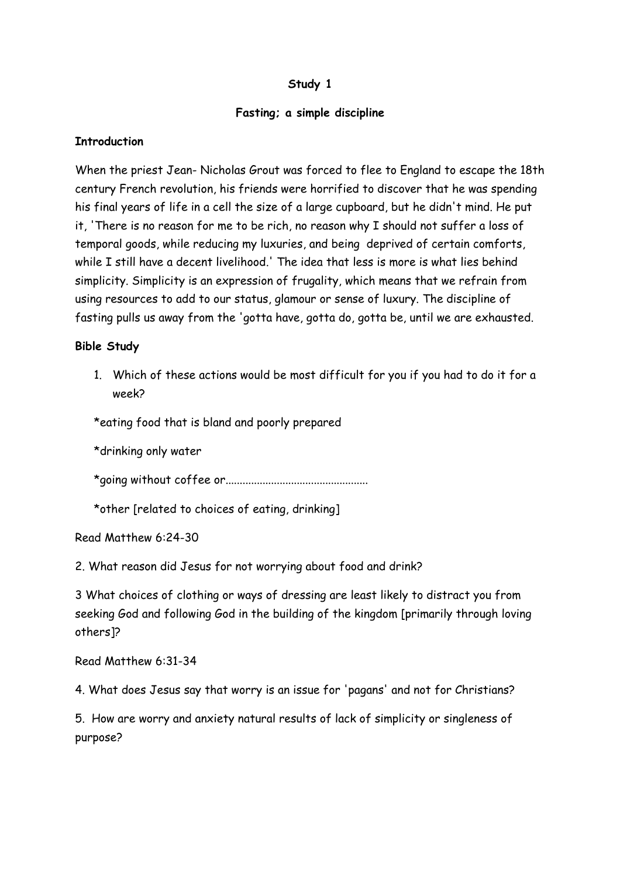**Study 1**

**Fasting; a simple discipline**

**Introduction**

When the priest Jean- Nicholas Grout was forced to flee to England to escape the 18th century French revolution, his friends were horrified to discover that he was spending his final years of life in a cell the size of a large cupboard, but he didn't mind. He put it, 'There is no reason for me to be rich, no reason why I should not suffer a loss of temporal goods, while reducing my luxuries, and being deprived of certain comforts, while I still have a decent livelihood.' The idea that less is more is what lies behind simplicity. Simplicity is an expression of frugality, which means that we refrain from using resources to add to our status, glamour or sense of luxury. The discipline of fasting pulls us away from the 'gotta have, gotta do, gotta be, until we are exhausted.

**Bible Study**

1. Which of these actions would be most difficult for you if you had to do it for a week?

*eating food that is bland and poorly prepared

*drinking only water

*going without coffee or.................................................

*other [related to choices of eating, drinking]

Read Matthew 6:24-30

2. What reason did Jesus for not worrying about food and drink?

3 What choices of clothing or ways of dressing are least likely to distract you from seeking God and following God in the building of the kingdom [primarily through loving others]?

Read Matthew 6:31-34

4. What does Jesus say that worry is an issue for 'pagans' and not for Christians?

5. How are worry and anxiety natural results of lack of simplicity or singleness of purpose?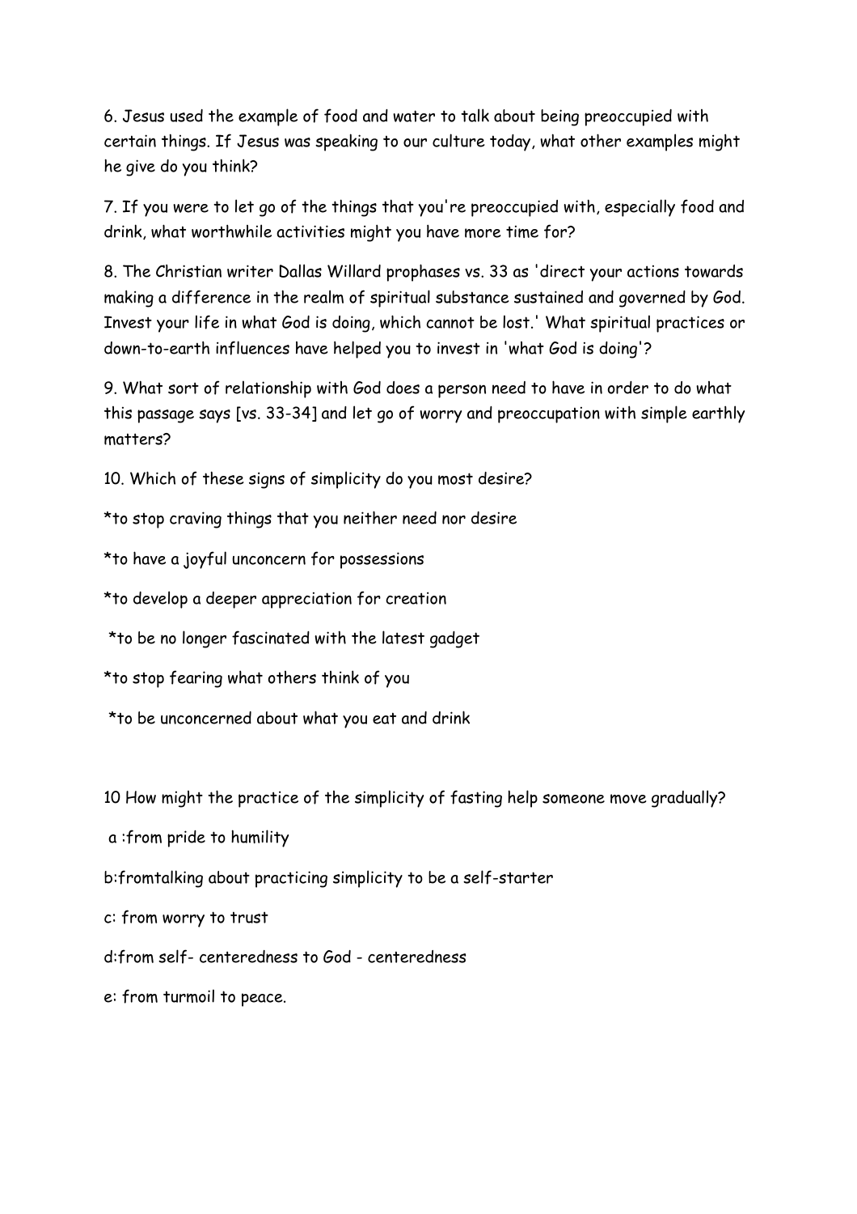6. Jesus used the example of food and water to talk about being preoccupied with certain things. If Jesus was speaking to our culture today, what other examples might he give do you think?

7. If you were to let go of the things that you're preoccupied with, especially food and drink, what worthwhile activities might you have more time for?

8. The Christian writer Dallas Willard prophases vs. 33 as 'direct your actions towards making a difference in the realm of spiritual substance sustained and governed by God. Invest your life in what God is doing, which cannot be lost.' What spiritual practices or down-to-earth influences have helped you to invest in 'what God is doing'?

9. What sort of relationship with God does a person need to have in order to do what this passage says [vs. 33-34] and let go of worry and preoccupation with simple earthly matters?

10. Which of these signs of simplicity do you most desire?

*to stop craving things that you neither need nor desire

*to have a joyful unconcern for possessions

*to develop a deeper appreciation for creation

*to be no longer fascinated with the latest gadget

*to stop fearing what others think of you

*to be unconcerned about what you eat and drink

10 How might the practice of the simplicity of fasting help someone move gradually?

a :from pride to humility

b:fromtalking about practicing simplicity to be a self-starter

c: from worry to trust

d:from self- centeredness to God - centeredness

e: from turmoil to peace.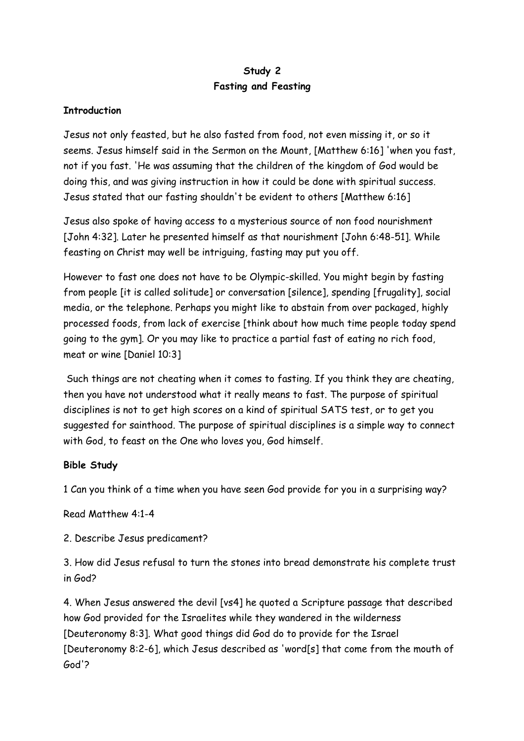**Study 2**
**Fasting and Feasting**

**Introduction**

Jesus not only feasted, but he also fasted from food, not even missing it, or so it seems. Jesus himself said in the Sermon on the Mount, [Matthew 6:16] 'when you fast, not if you fast. 'He was assuming that the children of the kingdom of God would be doing this, and was giving instruction in how it could be done with spiritual success. Jesus stated that our fasting shouldn't be evident to others [Matthew 6:16]

Jesus also spoke of having access to a mysterious source of non food nourishment [John 4:32]. Later he presented himself as that nourishment [John 6:48-51]. While feasting on Christ may well be intriguing, fasting may put you off.

However to fast one does not have to be Olympic-skilled. You might begin by fasting from people [it is called solitude] or conversation [silence], spending [frugality], social media, or the telephone. Perhaps you might like to abstain from over packaged, highly processed foods, from lack of exercise [think about how much time people today spend going to the gym]. Or you may like to practice a partial fast of eating no rich food, meat or wine [Daniel 10:3]

Such things are not cheating when it comes to fasting. If you think they are cheating, then you have not understood what it really means to fast. The purpose of spiritual disciplines is not to get high scores on a kind of spiritual SATS test, or to get you suggested for sainthood. The purpose of spiritual disciplines is a simple way to connect with God, to feast on the One who loves you, God himself.

**Bible Study**

1 Can you think of a time when you have seen God provide for you in a surprising way?

Read Matthew 4:1-4

2. Describe Jesus predicament?

3. How did Jesus refusal to turn the stones into bread demonstrate his complete trust in God?

4. When Jesus answered the devil [vs4] he quoted a Scripture passage that described how God provided for the Israelites while they wandered in the wilderness [Deuteronomy 8:3]. What good things did God do to provide for the Israel [Deuteronomy 8:2-6], which Jesus described as 'word[s] that come from the mouth of God'?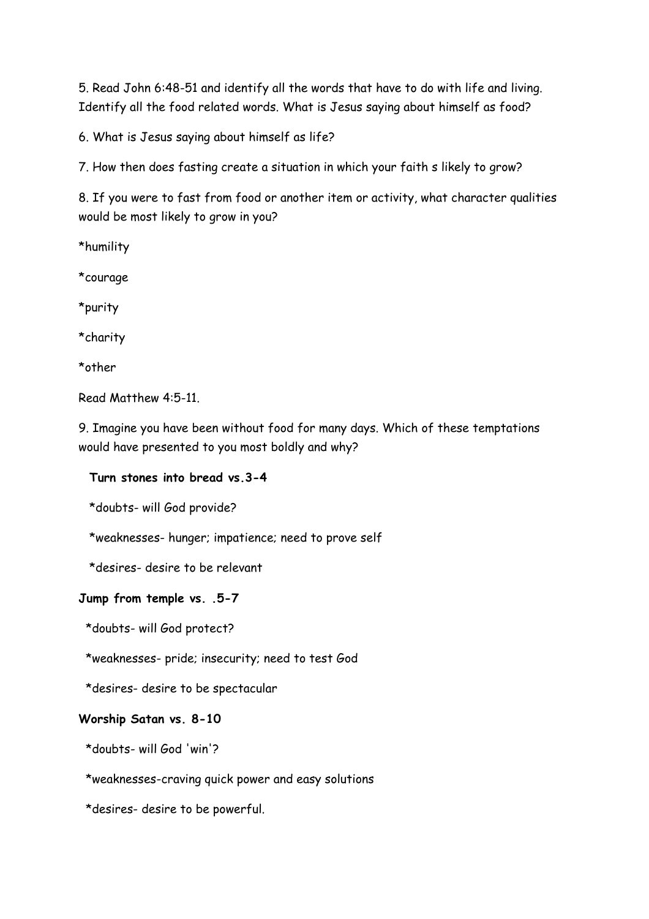5. Read John 6:48-51 and identify all the words that have to do with life and living. Identify all the food related words. What is Jesus saying about himself as food?

6. What is Jesus saying about himself as life?

7. How then does fasting create a situation in which your faith s likely to grow?

8. If you were to fast from food or another item or activity, what character qualities would be most likely to grow in you?

*humility

*courage

*purity

*charity

*other

Read Matthew 4:5-11.

9. Imagine you have been without food for many days. Which of these temptations would have presented to you most boldly and why?

**Turn stones into bread vs.3-4**

*doubts- will God provide?

*weaknesses- hunger; impatience; need to prove self

*desires- desire to be relevant

**Jump from temple vs. .5-7**

*doubts- will God protect?

*weaknesses- pride; insecurity; need to test God

*desires- desire to be spectacular

**Worship Satan vs. 8-10**

*doubts- will God 'win'?

*weaknesses-craving quick power and easy solutions

*desires- desire to be powerful.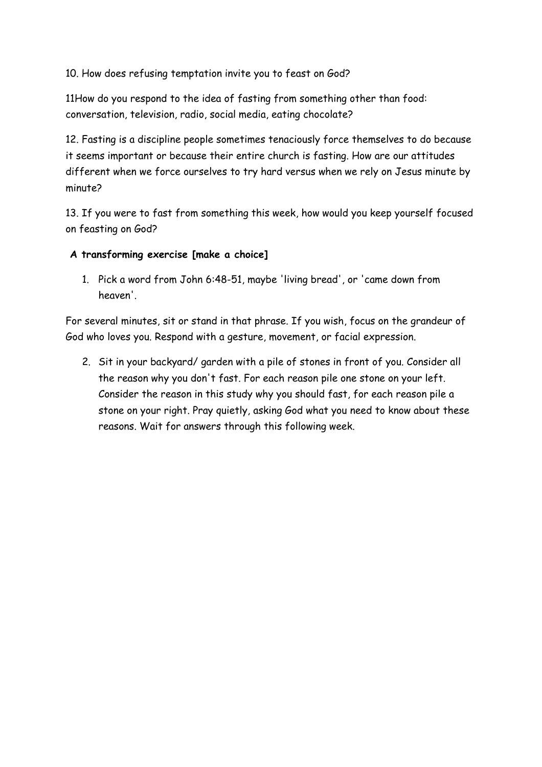10. How does refusing temptation invite you to feast on God?

11How do you respond to the idea of fasting from something other than food: conversation, television, radio, social media, eating chocolate?

12. Fasting is a discipline people sometimes tenaciously force themselves to do because it seems important or because their entire church is fasting. How are our attitudes different when we force ourselves to try hard versus when we rely on Jesus minute by minute?

13. If you were to fast from something this week, how would you keep yourself focused on feasting on God?

**A transforming exercise [make a choice]**

1. Pick a word from John 6:48-51, maybe 'living bread', or 'came down from heaven'.

For several minutes, sit or stand in that phrase. If you wish, focus on the grandeur of God who loves you. Respond with a gesture, movement, or facial expression.

2. Sit in your backyard/ garden with a pile of stones in front of you. Consider all the reason why you don't fast. For each reason pile one stone on your left. Consider the reason in this study why you should fast, for each reason pile a stone on your right. Pray quietly, asking God what you need to know about these reasons. Wait for answers through this following week.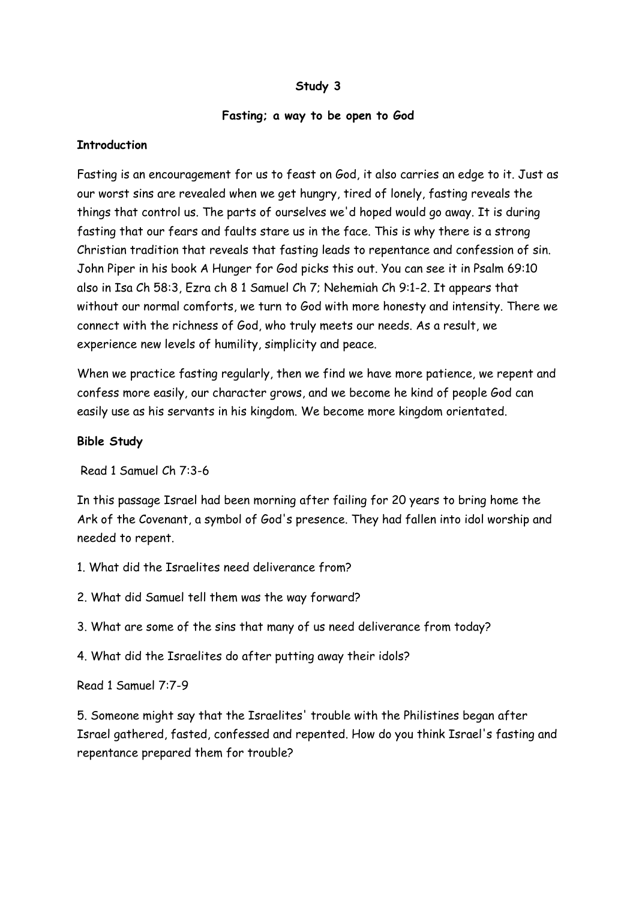**Study 3**

**Fasting; a way to be open to God**

**Introduction**

Fasting is an encouragement for us to feast on God, it also carries an edge to it. Just as our worst sins are revealed when we get hungry, tired of lonely, fasting reveals the things that control us. The parts of ourselves we'd hoped would go away. It is during fasting that our fears and faults stare us in the face. This is why there is a strong Christian tradition that reveals that fasting leads to repentance and confession of sin. John Piper in his book A Hunger for God picks this out. You can see it in Psalm 69:10 also in Isa Ch 58:3, Ezra ch 8 1 Samuel Ch 7; Nehemiah Ch 9:1-2. It appears that without our normal comforts, we turn to God with more honesty and intensity. There we connect with the richness of God, who truly meets our needs. As a result, we experience new levels of humility, simplicity and peace.

When we practice fasting regularly, then we find we have more patience, we repent and confess more easily, our character grows, and we become he kind of people God can easily use as his servants in his kingdom. We become more kingdom orientated.

**Bible Study**

Read 1 Samuel Ch 7:3-6

In this passage Israel had been morning after failing for 20 years to bring home the Ark of the Covenant, a symbol of God's presence. They had fallen into idol worship and needed to repent.

1. What did the Israelites need deliverance from?

2. What did Samuel tell them was the way forward?

3. What are some of the sins that many of us need deliverance from today?

4. What did the Israelites do after putting away their idols?

Read 1 Samuel 7:7-9

5. Someone might say that the Israelites' trouble with the Philistines began after Israel gathered, fasted, confessed and repented. How do you think Israel's fasting and repentance prepared them for trouble?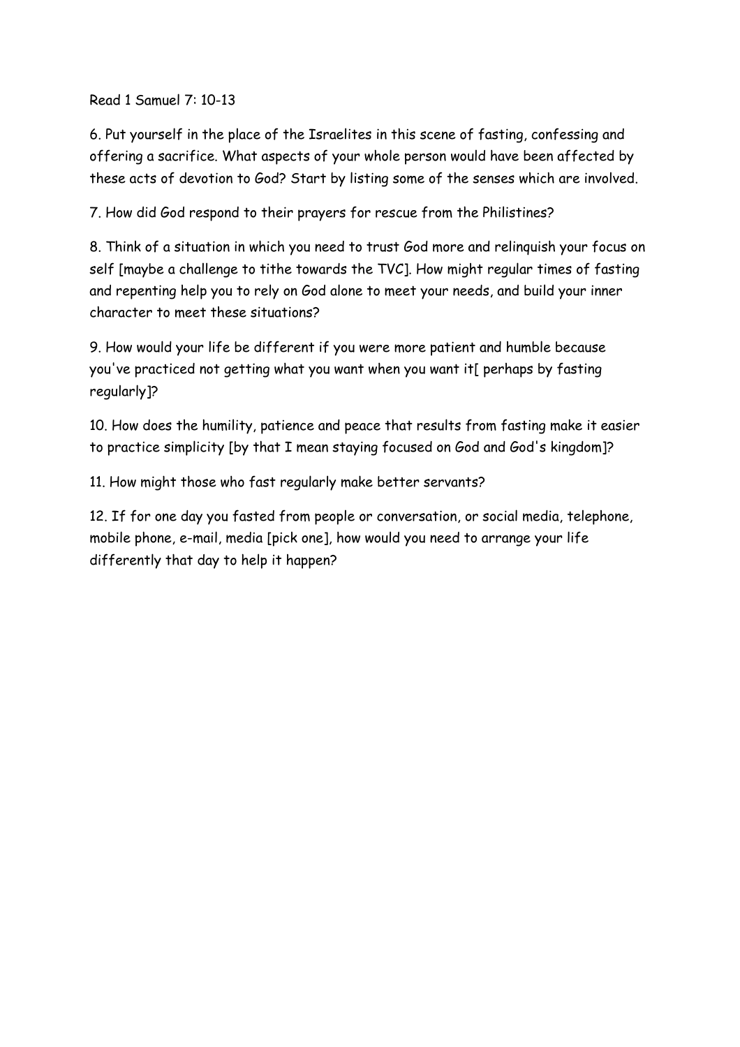Read 1 Samuel 7: 10-13

6. Put yourself in the place of the Israelites in this scene of fasting, confessing and offering a sacrifice. What aspects of your whole person would have been affected by these acts of devotion to God? Start by listing some of the senses which are involved.

7. How did God respond to their prayers for rescue from the Philistines?

8. Think of a situation in which you need to trust God more and relinquish your focus on self [maybe a challenge to tithe towards the TVC]. How might regular times of fasting and repenting help you to rely on God alone to meet your needs, and build your inner character to meet these situations?

9. How would your life be different if you were more patient and humble because you've practiced not getting what you want when you want it[ perhaps by fasting regularly]?

10. How does the humility, patience and peace that results from fasting make it easier to practice simplicity [by that I mean staying focused on God and God's kingdom]?

11. How might those who fast regularly make better servants?

12. If for one day you fasted from people or conversation, or social media, telephone, mobile phone, e-mail, media [pick one], how would you need to arrange your life differently that day to help it happen?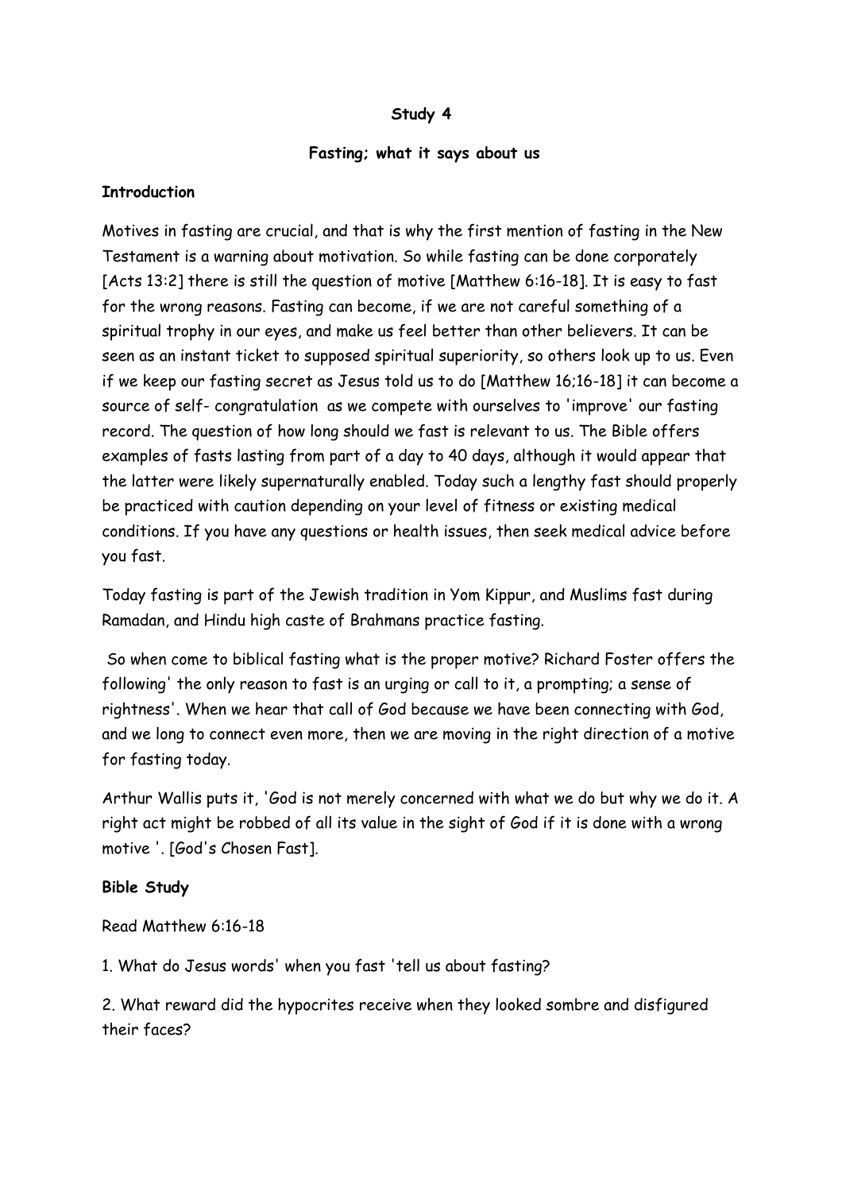**Study 4**

**Fasting; what it says about us**

**Introduction**

Motives in fasting are crucial, and that is why the first mention of fasting in the New Testament is a warning about motivation. So while fasting can be done corporately [Acts 13:2] there is still the question of motive [Matthew 6:16-18]. It is easy to fast for the wrong reasons. Fasting can become, if we are not careful something of a spiritual trophy in our eyes, and make us feel better than other believers. It can be seen as an instant ticket to supposed spiritual superiority, so others look up to us. Even if we keep our fasting secret as Jesus told us to do [Matthew 16;16-18] it can become a source of self- congratulation as we compete with ourselves to 'improve' our fasting record. The question of how long should we fast is relevant to us. The Bible offers examples of fasts lasting from part of a day to 40 days, although it would appear that the latter were likely supernaturally enabled. Today such a lengthy fast should properly be practiced with caution depending on your level of fitness or existing medical conditions. If you have any questions or health issues, then seek medical advice before you fast.

Today fasting is part of the Jewish tradition in Yom Kippur, and Muslims fast during Ramadan, and Hindu high caste of Brahmans practice fasting.

So when come to biblical fasting what is the proper motive? Richard Foster offers the following' the only reason to fast is an urging or call to it, a prompting; a sense of rightness'. When we hear that call of God because we have been connecting with God, and we long to connect even more, then we are moving in the right direction of a motive for fasting today.

Arthur Wallis puts it, 'God is not merely concerned with what we do but why we do it. A right act might be robbed of all its value in the sight of God if it is done with a wrong motive '. [God's Chosen Fast].

**Bible Study**

Read Matthew 6:16-18

1. What do Jesus words' when you fast 'tell us about fasting?

2. What reward did the hypocrites receive when they looked sombre and disfigured their faces?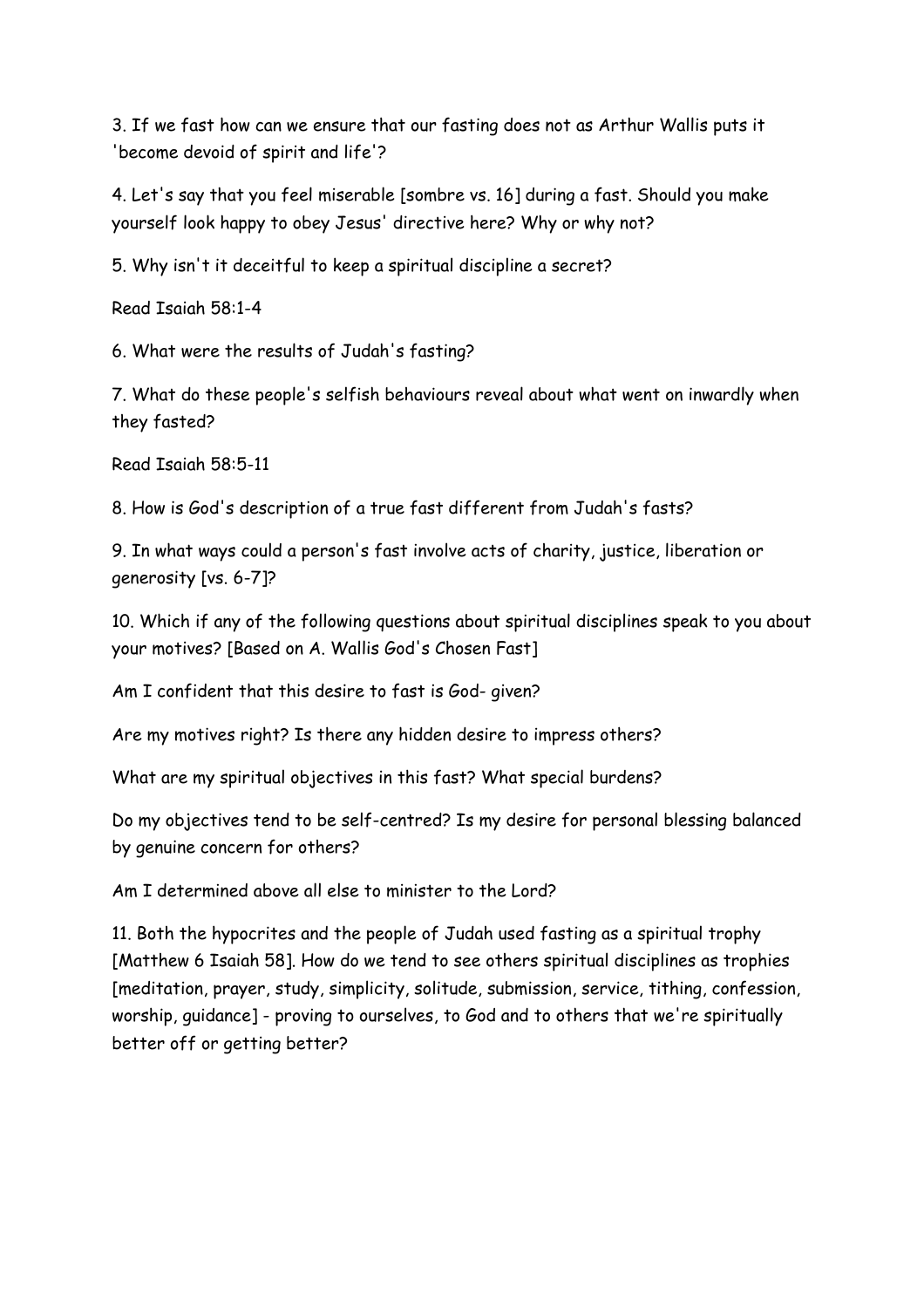3. If we fast how can we ensure that our fasting does not as Arthur Wallis puts it 'become devoid of spirit and life'?

4. Let's say that you feel miserable [sombre vs. 16] during a fast. Should you make yourself look happy to obey Jesus' directive here? Why or why not?

5. Why isn't it deceitful to keep a spiritual discipline a secret?

Read Isaiah 58:1-4

6. What were the results of Judah's fasting?

7. What do these people's selfish behaviours reveal about what went on inwardly when they fasted?

Read Isaiah 58:5-11

8. How is God's description of a true fast different from Judah's fasts?

9. In what ways could a person's fast involve acts of charity, justice, liberation or generosity [vs. 6-7]?

10. Which if any of the following questions about spiritual disciplines speak to you about your motives? [Based on A. Wallis God's Chosen Fast]

Am I confident that this desire to fast is God- given?

Are my motives right? Is there any hidden desire to impress others?

What are my spiritual objectives in this fast? What special burdens?

Do my objectives tend to be self-centred? Is my desire for personal blessing balanced by genuine concern for others?

Am I determined above all else to minister to the Lord?

11. Both the hypocrites and the people of Judah used fasting as a spiritual trophy [Matthew 6 Isaiah 58]. How do we tend to see others spiritual disciplines as trophies [meditation, prayer, study, simplicity, solitude, submission, service, tithing, confession, worship, guidance] - proving to ourselves, to God and to others that we're spiritually better off or getting better?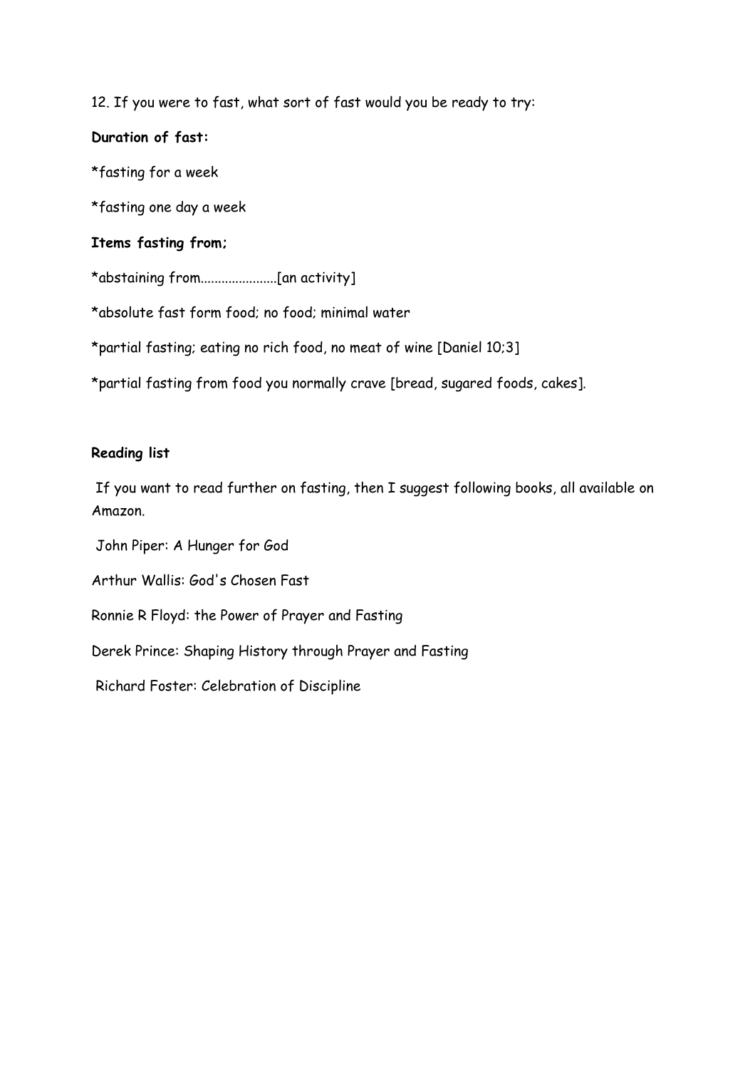12. If you were to fast, what sort of fast would you be ready to try:

**Duration of fast:**

*fasting for a week

*fasting one day a week

**Items fasting from;**

*abstaining from......................[an activity]

*absolute fast form food; no food; minimal water

*partial fasting; eating no rich food, no meat of wine [Daniel 10;3]

*partial fasting from food you normally crave [bread, sugared foods, cakes].

**Reading list**

If you want to read further on fasting, then I suggest following books, all available on Amazon.

John Piper: A Hunger for God

Arthur Wallis: God's Chosen Fast

Ronnie R Floyd: the Power of Prayer and Fasting

Derek Prince: Shaping History through Prayer and Fasting

Richard Foster: Celebration of Discipline